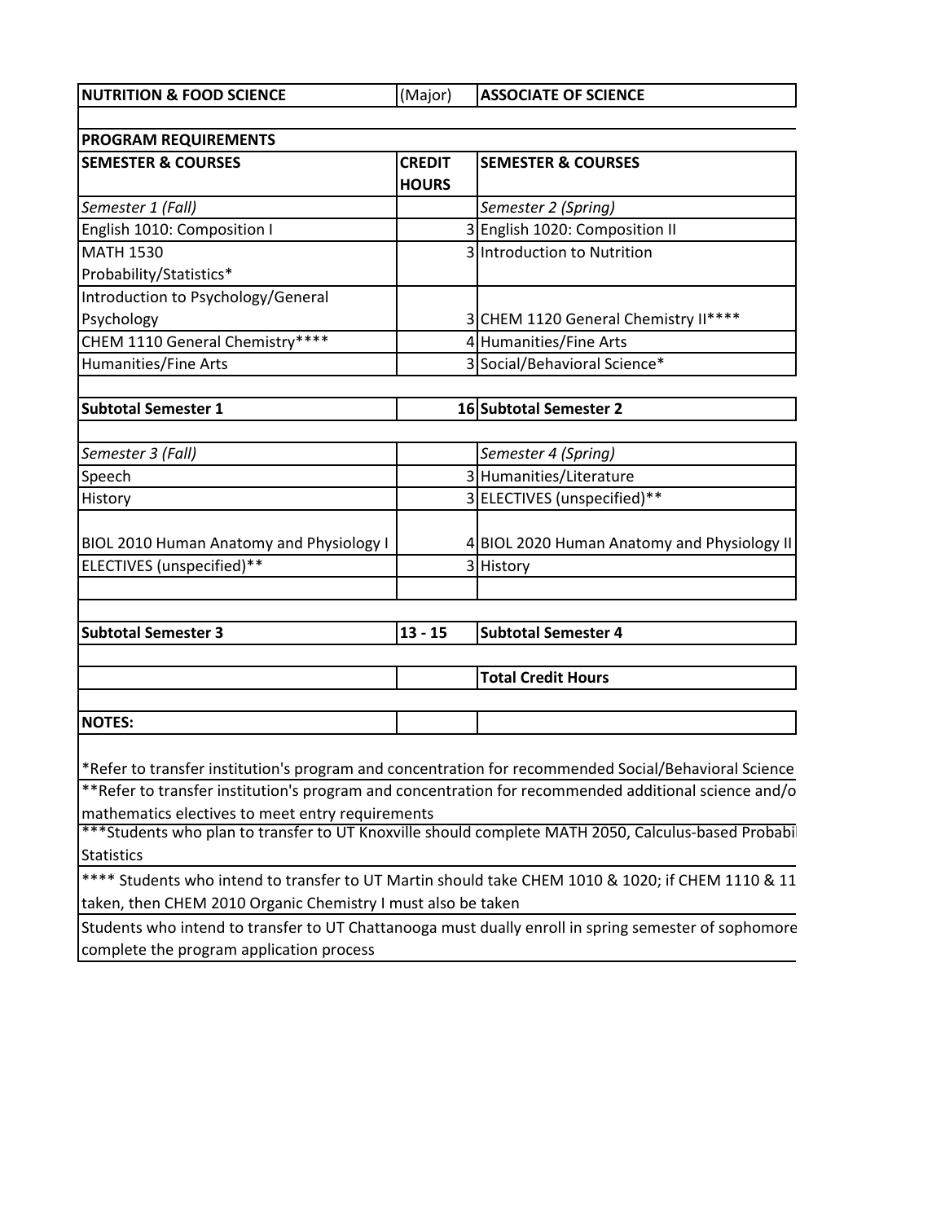| NUTRITION & FOOD SCIENCE | (Major) | ASSOCIATE OF SCIENCE |
|---|---|---|
| **PROGRAM REQUIREMENTS** | | |
| **SEMESTER & COURSES** | **CREDIT HOURS** | **SEMESTER & COURSES** |
| *Semester 1 (Fall)* | | *Semester 2 (Spring)* |
| English 1010: Composition I | 3 | English 1020: Composition II |
| MATH 1530 Probability/Statistics* | 3 | Introduction to Nutrition |
| Introduction to Psychology/General Psychology | 3 | CHEM 1120 General Chemistry II**** |
| CHEM 1110 General Chemistry**** | 4 | Humanities/Fine Arts |
| Humanities/Fine Arts | 3 | Social/Behavioral Science* |
| **Subtotal Semester 1** | **16** | **Subtotal Semester 2** |
| *Semester 3 (Fall)* | | *Semester 4 (Spring)* |
| Speech | 3 | Humanities/Literature |
| History | 3 | ELECTIVES (unspecified)** |
| BIOL 2010 Human Anatomy and Physiology I | 4 | BIOL 2020 Human Anatomy and Physiology II |
| ELECTIVES (unspecified)** | 3 | History |
| | | |
| **Subtotal Semester 3** | **13 - 15** | **Subtotal Semester 4** |
| | | **Total Credit Hours** |
| **NOTES:** | | |

*Refer to transfer institution's program and concentration for recommended Social/Behavioral Science

**Refer to transfer institution's program and concentration for recommended additional science and/o mathematics electives to meet entry requirements

***Students who plan to transfer to UT Knoxville should complete MATH 2050, Calculus-based Probabi Statistics

**** Students who intend to transfer to UT Martin should take CHEM 1010 & 1020; if CHEM 1110 & 11 taken, then CHEM 2010 Organic Chemistry I must also be taken

Students who intend to transfer to UT Chattanooga must dually enroll in spring semester of sophomore complete the program application process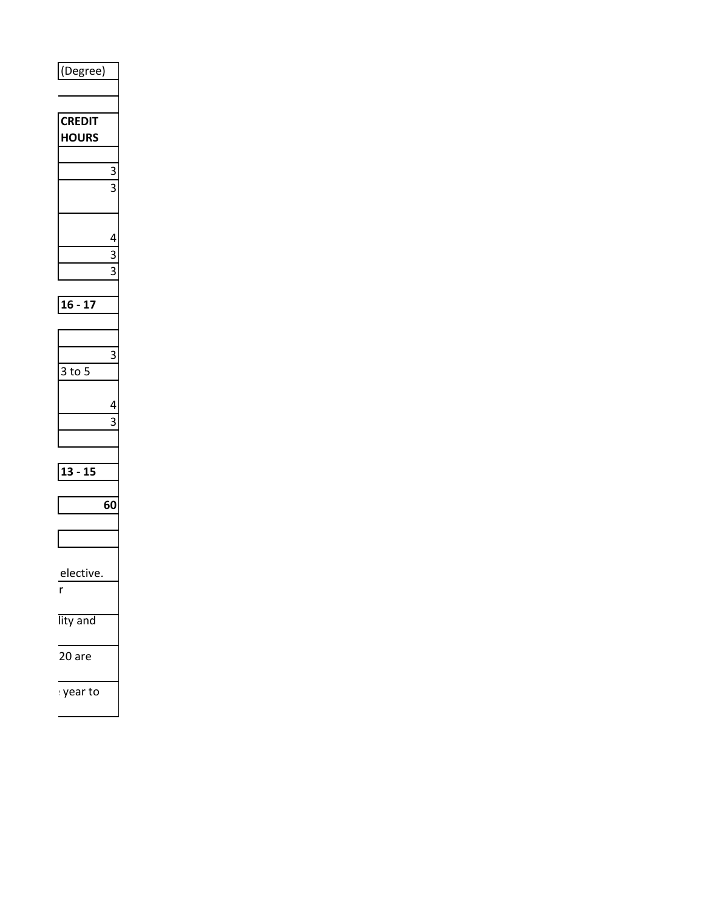| (Degree) |
| --- |
| |
| **CREDIT HOURS** |
| |
| 3 |
| 3 |
| 4 |
| 3 |
| 3 |
| **16 - 17** |
| |
| 3 |
| 3 to 5 |
| 4 |
| 3 |
| |
| **13 - 15** |
| **60** |
| |
| elective. |
| r |
| lity and |
| 20 are |
| year to |